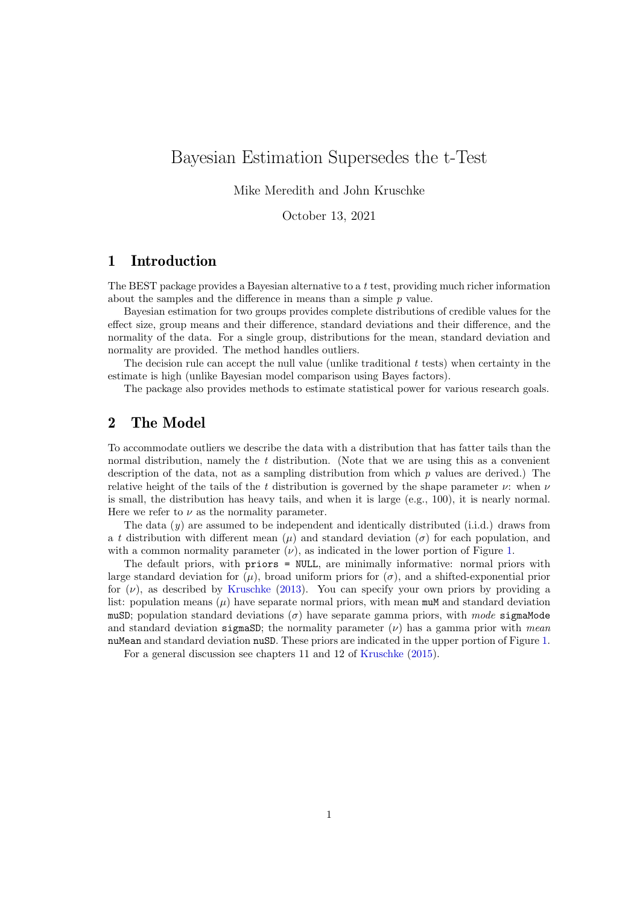# Bayesian Estimation Supersedes the t-Test

Mike Meredith and John Kruschke

October 13, 2021

## 1 Introduction

The BEST package provides a Bayesian alternative to a $t$ test, providing much richer information about the samples and the difference in means than a simple $p$ value.

Bayesian estimation for two groups provides complete distributions of credible values for the effect size, group means and their difference, standard deviations and their difference, and the normality of the data. For a single group, distributions for the mean, standard deviation and normality are provided. The method handles outliers.

The decision rule can accept the null value (unlike traditional $t$ tests) when certainty in the estimate is high (unlike Bayesian model comparison using Bayes factors).

The package also provides methods to estimate statistical power for various research goals.

## 2 The Model

To accommodate outliers we describe the data with a distribution that has fatter tails than the normal distribution, namely the $t$ distribution. (Note that we are using this as a convenient description of the data, not as a sampling distribution from which $p$ values are derived.) The relative height of the tails of the $t$ distribution is governed by the shape parameter $\nu$: when $\nu$ is small, the distribution has heavy tails, and when it is large (e.g., 100), it is nearly normal. Here we refer to $\nu$ as the normality parameter.

The data ($y$) are assumed to be independent and identically distributed (i.i.d.) draws from a $t$ distribution with different mean ($\mu$) and standard deviation ($\sigma$) for each population, and with a common normality parameter ($\nu$), as indicated in the lower portion of Figure 1.

The default priors, with `priors = NULL`, are minimally informative: normal priors with large standard deviation for ($\mu$), broad uniform priors for ($\sigma$), and a shifted-exponential prior for ($\nu$), as described by Kruschke (2013). You can specify your own priors by providing a list: population means ($\mu$) have separate normal priors, with mean `muM` and standard deviation `muSD`; population standard deviations ($\sigma$) have separate gamma priors, with *mode* `sigmaMode` and standard deviation `sigmaSD`; the normality parameter ($\nu$) has a gamma prior with *mean* `nuMean` and standard deviation `nuSD`. These priors are indicated in the upper portion of Figure 1.

For a general discussion see chapters 11 and 12 of Kruschke (2015).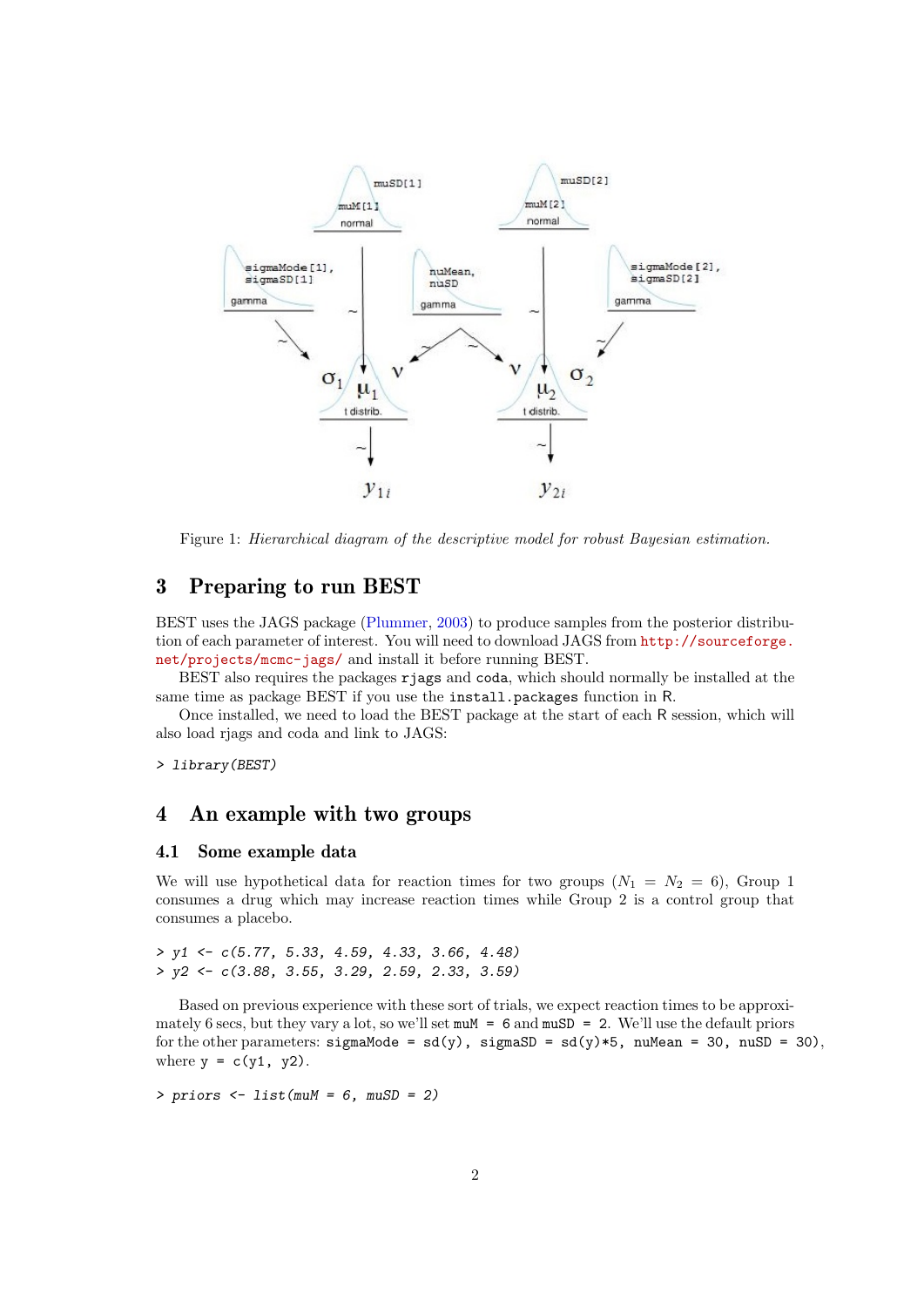Figure 1: *Hierarchical diagram of the descriptive model for robust Bayesian estimation.*

## 3 Preparing to run BEST

BEST uses the JAGS package (Plummer, 2003) to produce samples from the posterior distribution of each parameter of interest. You will need to download JAGS from http://sourceforge.net/projects/mcmc-jags/ and install it before running BEST.

BEST also requires the packages `rjags` and `coda`, which should normally be installed at the same time as package BEST if you use the `install.packages` function in R.

Once installed, we need to load the BEST package at the start of each R session, which will also load rjags and coda and link to JAGS:

```
> library(BEST)
```

## 4 An example with two groups

### 4.1 Some example data

We will use hypothetical data for reaction times for two groups ($N_1 = N_2 = 6$), Group 1 consumes a drug which may increase reaction times while Group 2 is a control group that consumes a placebo.

```
> y1 <- c(5.77, 5.33, 4.59, 4.33, 3.66, 4.48)
> y2 <- c(3.88, 3.55, 3.29, 2.59, 2.33, 3.59)
```

Based on previous experience with these sort of trials, we expect reaction times to be approximately 6 secs, but they vary a lot, so we'll set `muM = 6` and `muSD = 2`. We'll use the default priors for the other parameters: `sigmaMode = sd(y), sigmaSD = sd(y)*5, nuMean = 30, nuSD = 30)`, where `y = c(y1, y2)`.

```
> priors <- list(muM = 6, muSD = 2)
```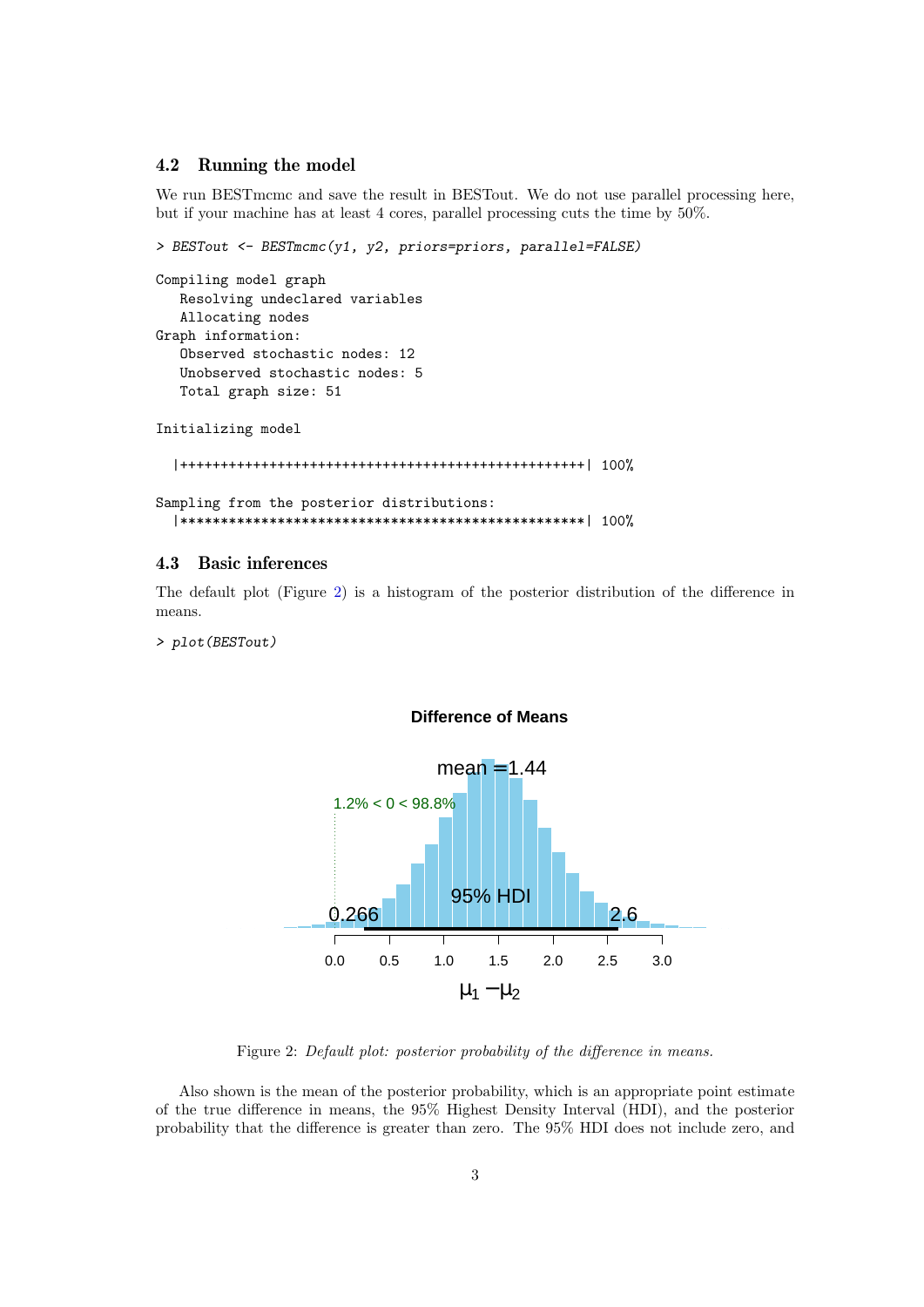## 4.2 Running the model

We run BESTmcmc and save the result in BESTout. We do not use parallel processing here, but if your machine has at least 4 cores, parallel processing cuts the time by 50%.

```
> BESTout <- BESTmcmc(y1, y2, priors=priors, parallel=FALSE)

Compiling model graph
   Resolving undeclared variables
   Allocating nodes
Graph information:
   Observed stochastic nodes: 12
   Unobserved stochastic nodes: 5
   Total graph size: 51

Initializing model

  |++++++++++++++++++++++++++++++++++++++++++++++++++| 100%

Sampling from the posterior distributions:
  |**************************************************| 100%
```

## 4.3 Basic inferences

The default plot (Figure 2) is a histogram of the posterior distribution of the difference in means.

```
> plot(BESTout)
```

Figure 2: *Default plot: posterior probability of the difference in means.*

Also shown is the mean of the posterior probability, which is an appropriate point estimate of the true difference in means, the 95% Highest Density Interval (HDI), and the posterior probability that the difference is greater than zero. The 95% HDI does not include zero, and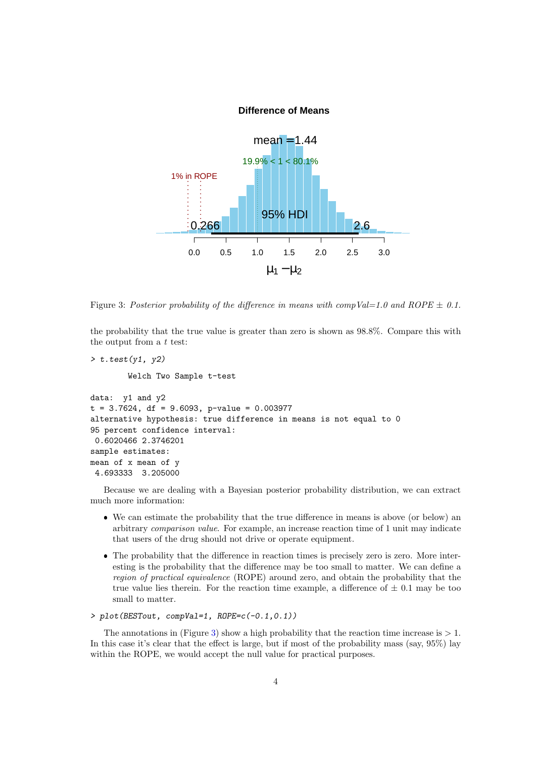Figure 3: *Posterior probability of the difference in means with compVal=1.0 and ROPE ± 0.1.*

the probability that the true value is greater than zero is shown as 98.8%. Compare this with the output from a $t$ test:

```
> t.test(y1, y2)

        Welch Two Sample t-test

data:  y1 and y2
t = 3.7624, df = 9.6093, p-value = 0.003977
alternative hypothesis: true difference in means is not equal to 0
95 percent confidence interval:
 0.6020466 2.3746201
sample estimates:
mean of x mean of y
 4.693333  3.205000
```

Because we are dealing with a Bayesian posterior probability distribution, we can extract much more information:

- We can estimate the probability that the true difference in means is above (or below) an arbitrary *comparison value*. For example, an increase reaction time of 1 unit may indicate that users of the drug should not drive or operate equipment.
- The probability that the difference in reaction times is precisely zero is zero. More interesting is the probability that the difference may be too small to matter. We can define a *region of practical equivalence* (ROPE) around zero, and obtain the probability that the true value lies therein. For the reaction time example, a difference of ± 0.1 may be too small to matter.

```
> plot(BESTout, compVal=1, ROPE=c(-0.1,0.1))
```

The annotations in (Figure 3) show a high probability that the reaction time increase is $> 1$. In this case it's clear that the effect is large, but if most of the probability mass (say, 95%) lay within the ROPE, we would accept the null value for practical purposes.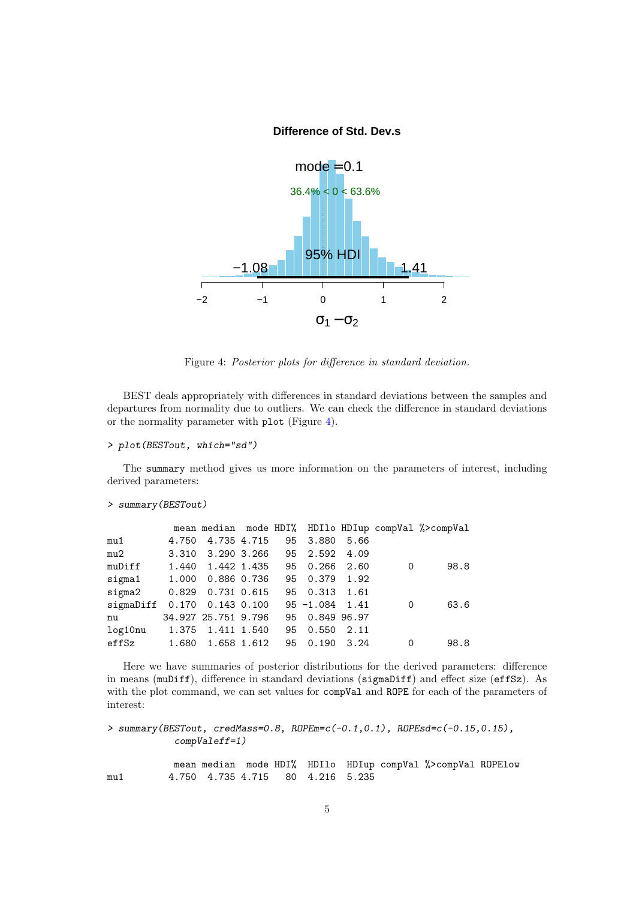Figure 4: *Posterior plots for difference in standard deviation.*

BEST deals appropriately with differences in standard deviations between the samples and departures from normality due to outliers. We can check the difference in standard deviations or the normality parameter with `plot` (Figure 4).

```
> plot(BESTout, which="sd")
```

The `summary` method gives us more information on the parameters of interest, including derived parameters:

```
> summary(BESTout)

            mean median   mode HDI%   HDIlo HDIup compVal %>compVal
mu1        4.750  4.735  4.715   95   3.880  5.66
mu2        3.310  3.290  3.266   95   2.592  4.09
muDiff     1.440  1.442  1.435   95   0.266  2.60       0      98.8
sigma1     1.000  0.886  0.736   95   0.379  1.92
sigma2     0.829  0.731  0.615   95   0.313  1.61
sigmaDiff  0.170  0.143  0.100   95  -1.084  1.41       0      63.6
nu        34.927 25.751  9.796   95   0.849 96.97
log10nu    1.375  1.411  1.540   95   0.550  2.11
effSz      1.680  1.658  1.612   95   0.190  3.24       0      98.8
```

Here we have summaries of posterior distributions for the derived parameters: difference in means (`muDiff`), difference in standard deviations (`sigmaDiff`) and effect size (`effSz`). As with the plot command, we can set values for `compVal` and `ROPE` for each of the parameters of interest:

```
> summary(BESTout, credMass=0.8, ROPEm=c(-0.1,0.1), ROPEsd=c(-0.15,0.15),
            compValeff=1)

            mean median   mode HDI%   HDIlo   HDIup compVal %>compVal ROPElow
mu1        4.750  4.735  4.715   80   4.216   5.235
```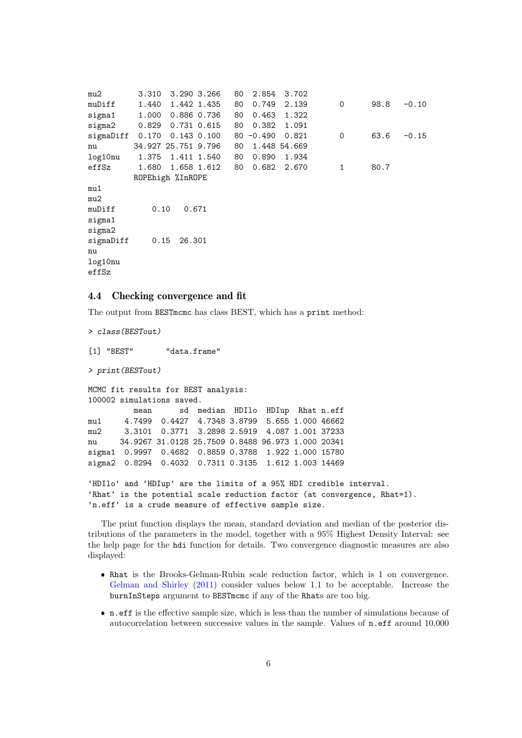```
mu2        3.310  3.290 3.266   80  2.854  3.702
muDiff     1.440  1.442 1.435   80  0.749  2.139       0      98.8   -0.10
sigma1     1.000  0.886 0.736   80  0.463  1.322
sigma2     0.829  0.731 0.615   80  0.382  1.091
sigmaDiff  0.170  0.143 0.100   80 -0.490  0.821       0      63.6   -0.15
nu        34.927 25.751 9.796   80  1.448 54.669
log10nu    1.375  1.411 1.540   80  0.890  1.934
effSz      1.680  1.658 1.612   80  0.682  2.670       1      80.7
          ROPEhigh %InROPE
mu1
mu2
muDiff        0.10   0.671
sigma1
sigma2
sigmaDiff     0.15  26.301
nu
log10nu
effSz
```

### 4.4 Checking convergence and fit

The output from `BESTmcmc` has class BEST, which has a `print` method:

```
> class(BESTout)

[1] "BEST"       "data.frame"

> print(BESTout)

MCMC fit results for BEST analysis:
100002 simulations saved.
          mean      sd  median  HDIlo   HDIup  Rhat n.eff
mu1     4.7499  0.4427  4.7348 3.8799   5.655 1.000 46662
mu2     3.3101  0.3771  3.2898 2.5919   4.087 1.001 37233
nu     34.9267 31.0128 25.7509 0.8488  96.973 1.000 20341
sigma1  0.9997  0.4682  0.8859 0.3788   1.922 1.000 15780
sigma2  0.8294  0.4032  0.7311 0.3135   1.612 1.003 14469

'HDIlo' and 'HDIup' are the limits of a 95% HDI credible interval.
'Rhat' is the potential scale reduction factor (at convergence, Rhat=1).
'n.eff' is a crude measure of effective sample size.
```

The print function displays the mean, standard deviation and median of the posterior distributions of the parameters in the model, together with a 95% Highest Density Interval: see the help page for the `hdi` function for details. Two convergence diagnostic measures are also displayed:

- `Rhat` is the Brooks-Gelman-Rubin scale reduction factor, which is 1 on convergence. Gelman and Shirley (2011) consider values below 1.1 to be acceptable. Increase the `burnInSteps` argument to `BESTmcmc` if any of the `Rhat`s are too big.
- `n.eff` is the effective sample size, which is less than the number of simulations because of autocorrelation between successive values in the sample. Values of `n.eff` around 10,000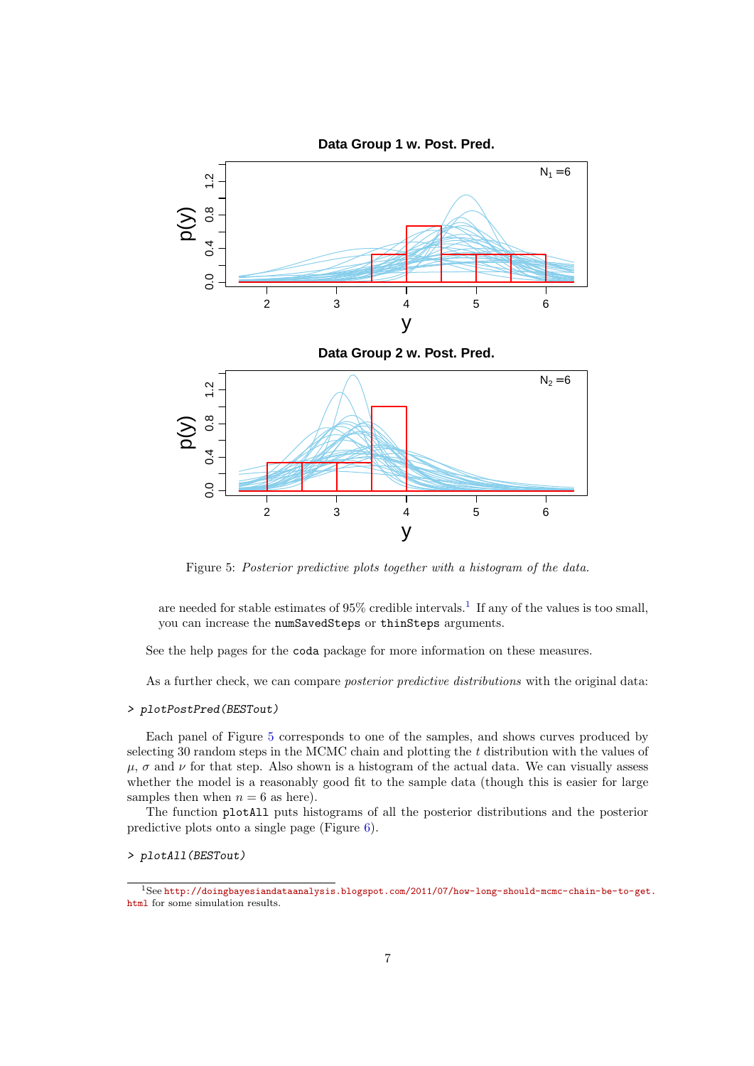Figure 5: *Posterior predictive plots together with a histogram of the data.*

are needed for stable estimates of 95% credible intervals.[1] If any of the values is too small, you can increase the `numSavedSteps` or `thinSteps` arguments.

See the help pages for the `coda` package for more information on these measures.

As a further check, we can compare *posterior predictive distributions* with the original data:

```
> plotPostPred(BESTout)
```

Each panel of Figure 5 corresponds to one of the samples, and shows curves produced by selecting 30 random steps in the MCMC chain and plotting the $t$ distribution with the values of $\mu$, $\sigma$ and $\nu$ for that step. Also shown is a histogram of the actual data. We can visually assess whether the model is a reasonably good fit to the sample data (though this is easier for large samples then when $n = 6$ as here).

The function `plotAll` puts histograms of all the posterior distributions and the posterior predictive plots onto a single page (Figure 6).

```
> plotAll(BESTout)
```

[1] See http://doingbayesiandataanalysis.blogspot.com/2011/07/how-long-should-mcmc-chain-be-to-get.html for some simulation results.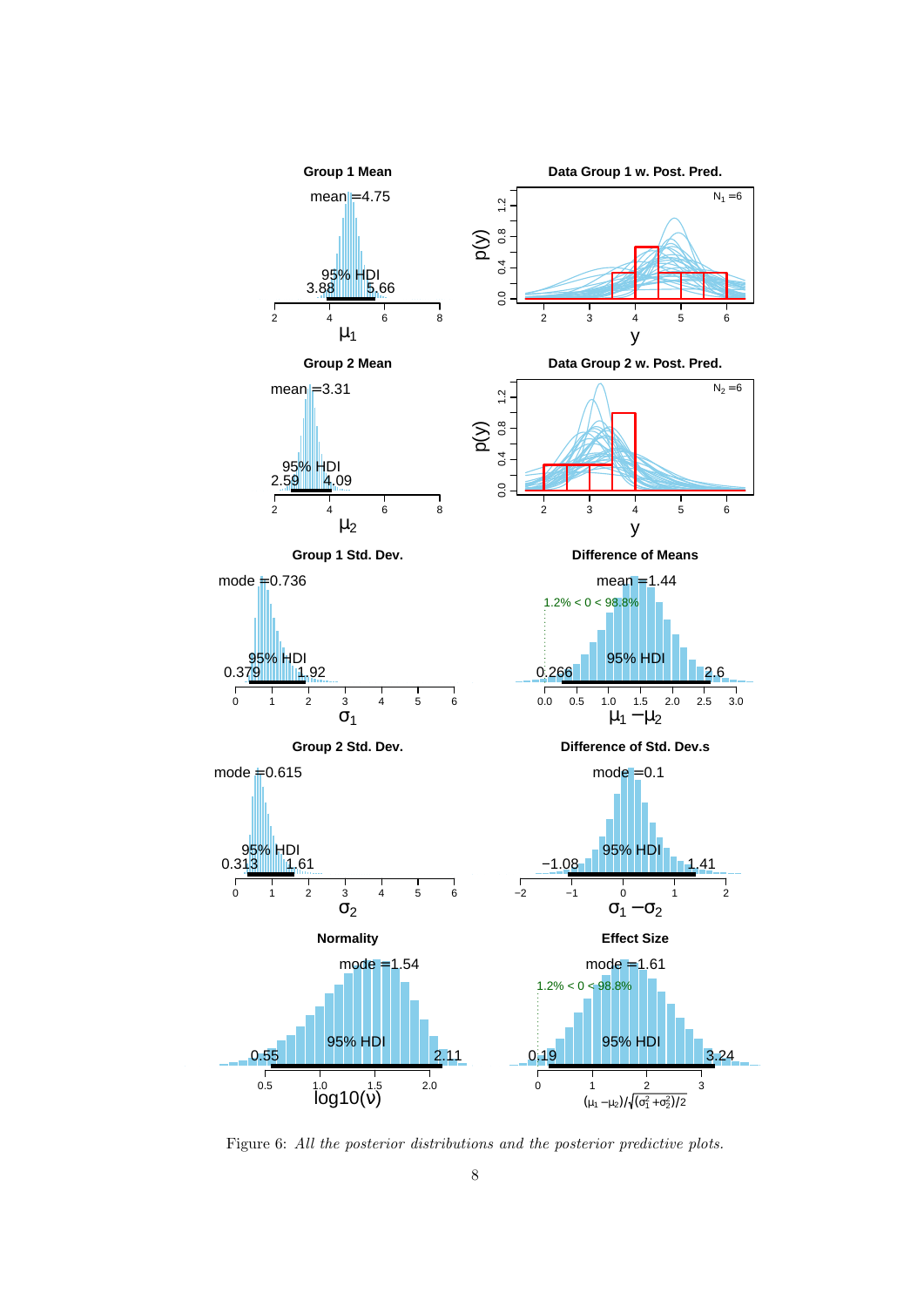Figure 6: *All the posterior distributions and the posterior predictive plots.*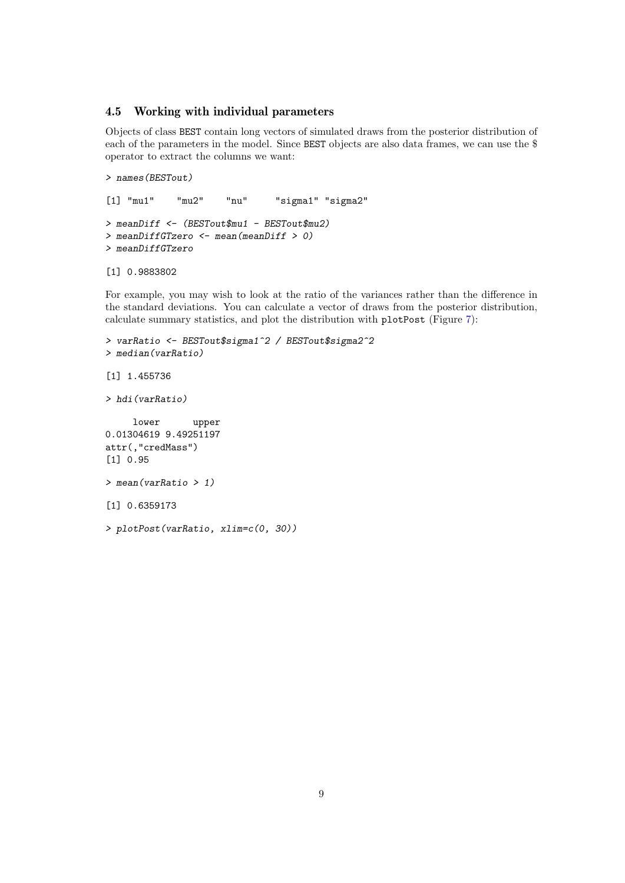### 4.5 Working with individual parameters

Objects of class BEST contain long vectors of simulated draws from the posterior distribution of each of the parameters in the model. Since BEST objects are also data frames, we can use the $ operator to extract the columns we want:

```
> names(BESTout)

[1] "mu1"    "mu2"    "nu"     "sigma1" "sigma2"

> meanDiff <- (BESTout$mu1 - BESTout$mu2)
> meanDiffGTzero <- mean(meanDiff > 0)
> meanDiffGTzero

[1] 0.9883802
```

For example, you may wish to look at the ratio of the variances rather than the difference in the standard deviations. You can calculate a vector of draws from the posterior distribution, calculate summary statistics, and plot the distribution with plotPost (Figure 7):

```
> varRatio <- BESTout$sigma1^2 / BESTout$sigma2^2
> median(varRatio)

[1] 1.455736

> hdi(varRatio)

     lower      upper
0.01304619 9.49251197
attr(,"credMass")
[1] 0.95

> mean(varRatio > 1)

[1] 0.6359173

> plotPost(varRatio, xlim=c(0, 30))
```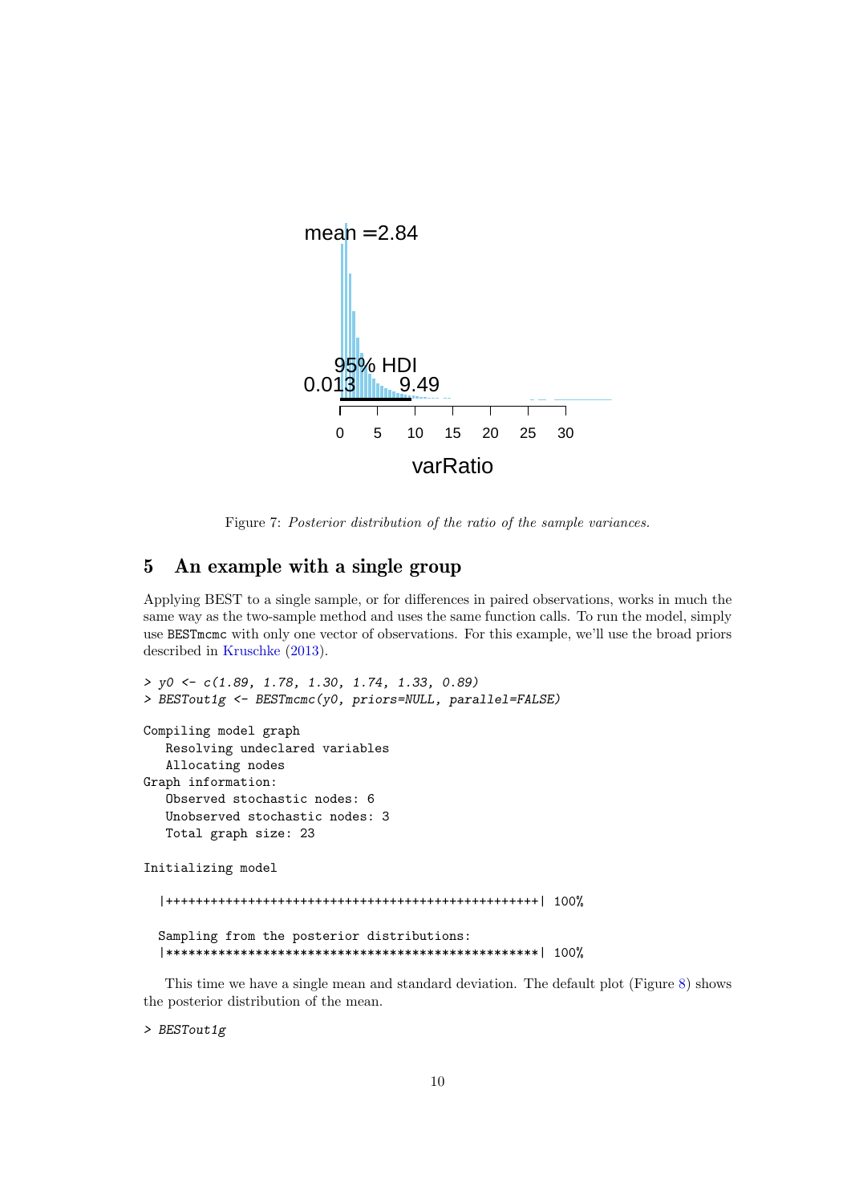Figure 7: *Posterior distribution of the ratio of the sample variances.*

## 5 An example with a single group

Applying BEST to a single sample, or for differences in paired observations, works in much the same way as the two-sample method and uses the same function calls. To run the model, simply use `BESTmcmc` with only one vector of observations. For this example, we'll use the broad priors described in Kruschke (2013).

```
> y0 <- c(1.89, 1.78, 1.30, 1.74, 1.33, 0.89)
> BESTout1g <- BESTmcmc(y0, priors=NULL, parallel=FALSE)

Compiling model graph
   Resolving undeclared variables
   Allocating nodes
Graph information:
   Observed stochastic nodes: 6
   Unobserved stochastic nodes: 3
   Total graph size: 23

Initializing model

  |++++++++++++++++++++++++++++++++++++++++++++++++++| 100%

  Sampling from the posterior distributions:
  |**************************************************| 100%
```

This time we have a single mean and standard deviation. The default plot (Figure 8) shows the posterior distribution of the mean.

```
> BESTout1g
```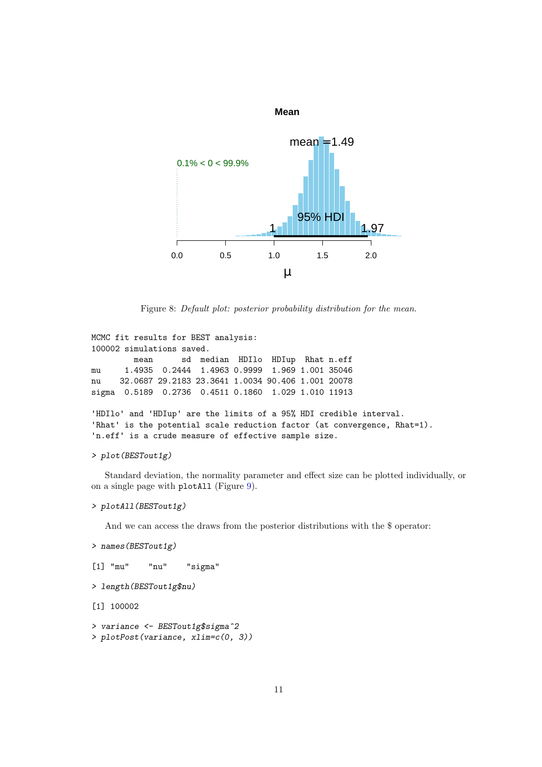Figure 8: *Default plot: posterior probability distribution for the mean.*

```
MCMC fit results for BEST analysis:
100002 simulations saved.
         mean      sd  median  HDIlo  HDIup  Rhat n.eff
mu     1.4935  0.2444  1.4963 0.9999  1.969 1.001 35046
nu    32.0687 29.2183 23.3641 1.0034 90.406 1.001 20078
sigma  0.5189  0.2736  0.4511 0.1860  1.029 1.010 11913

'HDIlo' and 'HDIup' are the limits of a 95% HDI credible interval.
'Rhat' is the potential scale reduction factor (at convergence, Rhat=1).
'n.eff' is a crude measure of effective sample size.
```

```
> plot(BESTout1g)
```

Standard deviation, the normality parameter and effect size can be plotted individually, or on a single page with `plotAll` (Figure 9).

```
> plotAll(BESTout1g)
```

And we can access the draws from the posterior distributions with the $ operator:

```
> names(BESTout1g)
```

```
[1] "mu"    "nu"    "sigma"
```

```
> length(BESTout1g$nu)
```

```
[1] 100002
```

```
> variance <- BESTout1g$sigma^2
> plotPost(variance, xlim=c(0, 3))
```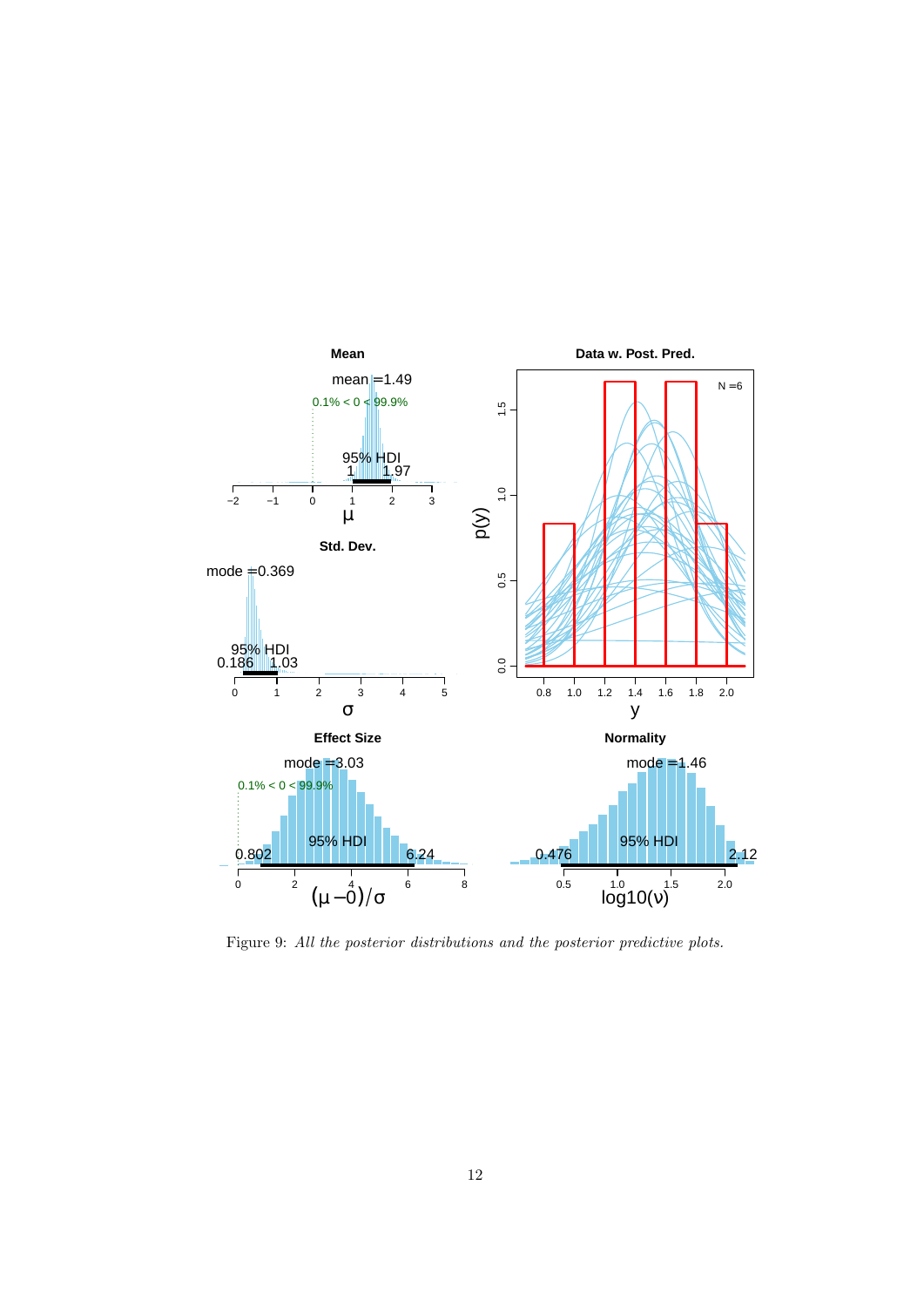Figure 9: *All the posterior distributions and the posterior predictive plots.*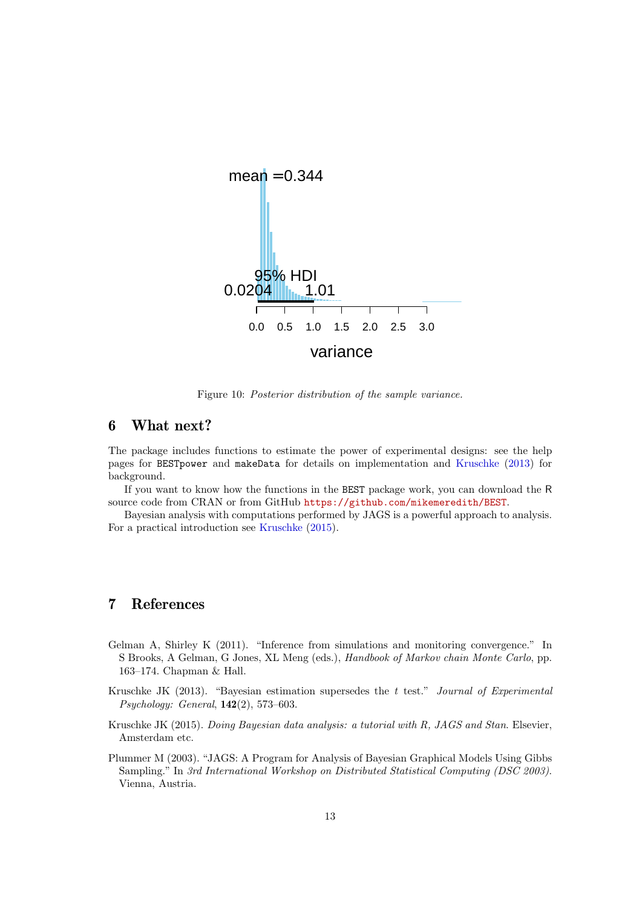mean =0.344

95% HDI

0.0204

1.01

0.0 0.5 1.0 1.5 2.0 2.5 3.0

variance

Figure 10: *Posterior distribution of the sample variance.*

## 6 What next?

The package includes functions to estimate the power of experimental designs: see the help pages for `BESTpower` and `makeData` for details on implementation and Kruschke (2013) for background.

If you want to know how the functions in the `BEST` package work, you can download the R source code from CRAN or from GitHub `https://github.com/mikemeredith/BEST`.

Bayesian analysis with computations performed by JAGS is a powerful approach to analysis. For a practical introduction see Kruschke (2015).

## 7 References

Gelman A, Shirley K (2011). "Inference from simulations and monitoring convergence." In S Brooks, A Gelman, G Jones, XL Meng (eds.), *Handbook of Markov chain Monte Carlo*, pp. 163–174. Chapman & Hall.

Kruschke JK (2013). "Bayesian estimation supersedes the *t* test." *Journal of Experimental Psychology: General*, **142**(2), 573–603.

Kruschke JK (2015). *Doing Bayesian data analysis: a tutorial with R, JAGS and Stan*. Elsevier, Amsterdam etc.

Plummer M (2003). "JAGS: A Program for Analysis of Bayesian Graphical Models Using Gibbs Sampling." In *3rd International Workshop on Distributed Statistical Computing (DSC 2003)*. Vienna, Austria.